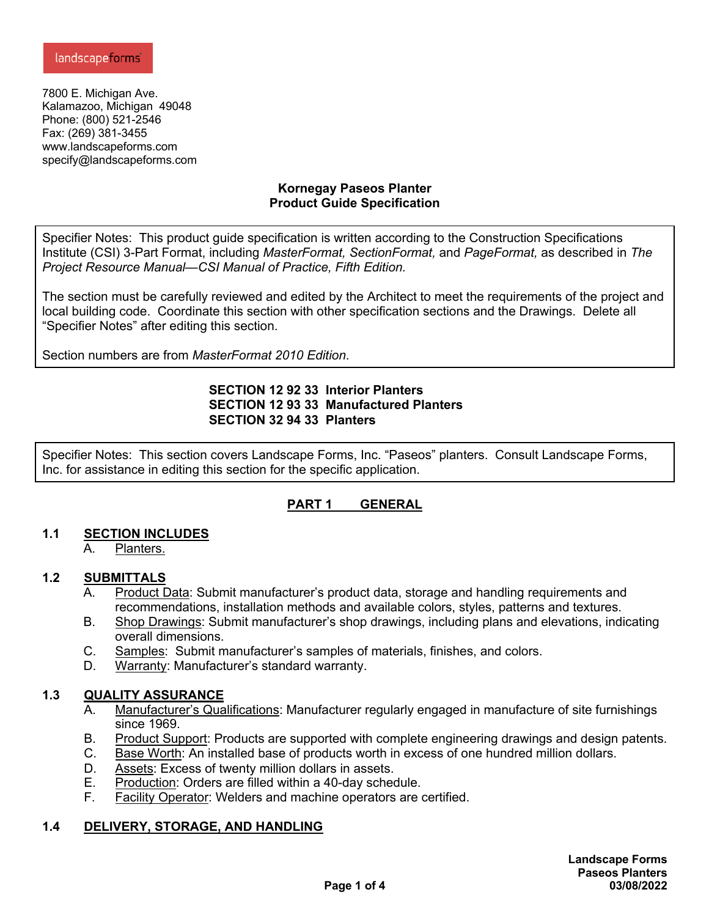landscapeforms

7800 E. Michigan Ave.
Kalamazoo, Michigan 49048
Phone: (800) 521-2546
Fax: (269) 381-3455
www.landscapeforms.com
specify@landscapeforms.com

**Kornegay Paseos Planter**
**Product Guide Specification**

> Specifier Notes: This product guide specification is written according to the Construction Specifications Institute (CSI) 3-Part Format, including *MasterFormat, SectionFormat,* and *PageFormat,* as described in *The Project Resource Manual—CSI Manual of Practice, Fifth Edition.*
>
> The section must be carefully reviewed and edited by the Architect to meet the requirements of the project and local building code. Coordinate this section with other specification sections and the Drawings. Delete all "Specifier Notes" after editing this section.
>
> Section numbers are from *MasterFormat 2010 Edition*.

**SECTION 12 92 33 Interior Planters**
**SECTION 12 93 33 Manufactured Planters**
**SECTION 32 94 33 Planters**

> Specifier Notes: This section covers Landscape Forms, Inc. "Paseos" planters. Consult Landscape Forms, Inc. for assistance in editing this section for the specific application.

## PART 1 GENERAL

### 1.1 SECTION INCLUDES

A. Planters.

### 1.2 SUBMITTALS

A. Product Data: Submit manufacturer's product data, storage and handling requirements and recommendations, installation methods and available colors, styles, patterns and textures.
B. Shop Drawings: Submit manufacturer's shop drawings, including plans and elevations, indicating overall dimensions.
C. Samples: Submit manufacturer's samples of materials, finishes, and colors.
D. Warranty: Manufacturer's standard warranty.

### 1.3 QUALITY ASSURANCE

A. Manufacturer's Qualifications: Manufacturer regularly engaged in manufacture of site furnishings since 1969.
B. Product Support: Products are supported with complete engineering drawings and design patents.
C. Base Worth: An installed base of products worth in excess of one hundred million dollars.
D. Assets: Excess of twenty million dollars in assets.
E. Production: Orders are filled within a 40-day schedule.
F. Facility Operator: Welders and machine operators are certified.

### 1.4 DELIVERY, STORAGE, AND HANDLING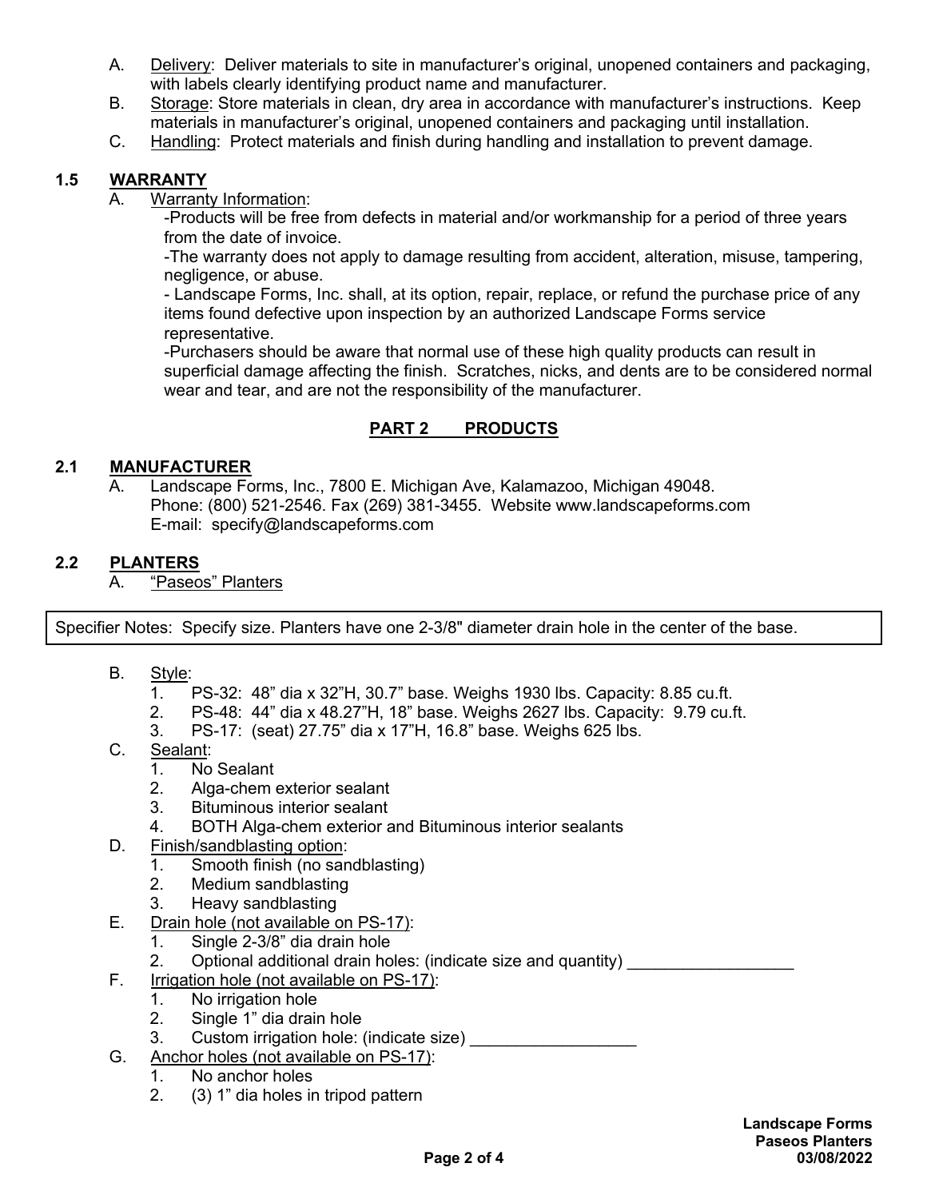A. Delivery: Deliver materials to site in manufacturer's original, unopened containers and packaging, with labels clearly identifying product name and manufacturer.
B. Storage: Store materials in clean, dry area in accordance with manufacturer's instructions. Keep materials in manufacturer's original, unopened containers and packaging until installation.
C. Handling: Protect materials and finish during handling and installation to prevent damage.

### 1.5 WARRANTY

A. Warranty Information:

-Products will be free from defects in material and/or workmanship for a period of three years from the date of invoice.

-The warranty does not apply to damage resulting from accident, alteration, misuse, tampering, negligence, or abuse.

- Landscape Forms, Inc. shall, at its option, repair, replace, or refund the purchase price of any items found defective upon inspection by an authorized Landscape Forms service representative.

-Purchasers should be aware that normal use of these high quality products can result in superficial damage affecting the finish. Scratches, nicks, and dents are to be considered normal wear and tear, and are not the responsibility of the manufacturer.

## PART 2 PRODUCTS

### 2.1 MANUFACTURER

A. Landscape Forms, Inc., 7800 E. Michigan Ave, Kalamazoo, Michigan 49048.
Phone: (800) 521-2546. Fax (269) 381-3455. Website www.landscapeforms.com
E-mail: specify@landscapeforms.com

### 2.2 PLANTERS

A. "Paseos" Planters

> Specifier Notes: Specify size. Planters have one 2-3/8" diameter drain hole in the center of the base.

B. Style:
1. PS-32: 48" dia x 32"H, 30.7" base. Weighs 1930 lbs. Capacity: 8.85 cu.ft.
2. PS-48: 44" dia x 48.27"H, 18" base. Weighs 2627 lbs. Capacity: 9.79 cu.ft.
3. PS-17: (seat) 27.75" dia x 17"H, 16.8" base. Weighs 625 lbs.

C. Sealant:
1. No Sealant
2. Alga-chem exterior sealant
3. Bituminous interior sealant
4. BOTH Alga-chem exterior and Bituminous interior sealants

D. Finish/sandblasting option:
1. Smooth finish (no sandblasting)
2. Medium sandblasting
3. Heavy sandblasting

E. Drain hole (not available on PS-17):
1. Single 2-3/8" dia drain hole
2. Optional additional drain holes: (indicate size and quantity) __________________

F. Irrigation hole (not available on PS-17):
1. No irrigation hole
2. Single 1" dia drain hole
3. Custom irrigation hole: (indicate size) __________________

G. Anchor holes (not available on PS-17):
1. No anchor holes
2. (3) 1" dia holes in tripod pattern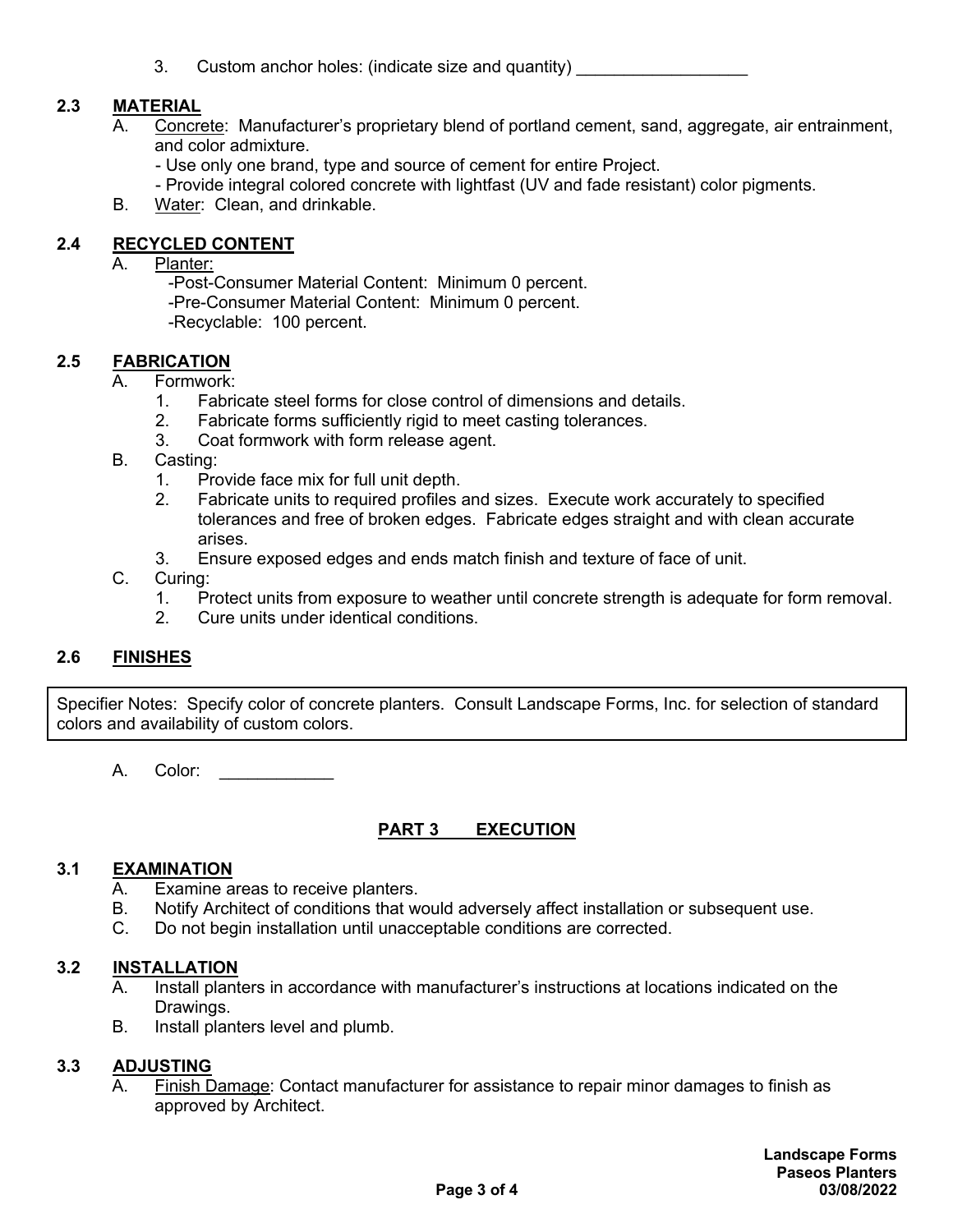3. Custom anchor holes: (indicate size and quantity) __________________

### 2.3 MATERIAL

A. Concrete: Manufacturer's proprietary blend of portland cement, sand, aggregate, air entrainment, and color admixture.
   - Use only one brand, type and source of cement for entire Project.
   - Provide integral colored concrete with lightfast (UV and fade resistant) color pigments.

B. Water: Clean, and drinkable.

### 2.4 RECYCLED CONTENT

A. Planter:
   - Post-Consumer Material Content: Minimum 0 percent.
   - Pre-Consumer Material Content: Minimum 0 percent.
   - Recyclable: 100 percent.

### 2.5 FABRICATION

A. Formwork:
   1. Fabricate steel forms for close control of dimensions and details.
   2. Fabricate forms sufficiently rigid to meet casting tolerances.
   3. Coat formwork with form release agent.

B. Casting:
   1. Provide face mix for full unit depth.
   2. Fabricate units to required profiles and sizes. Execute work accurately to specified tolerances and free of broken edges. Fabricate edges straight and with clean accurate arises.
   3. Ensure exposed edges and ends match finish and texture of face of unit.

C. Curing:
   1. Protect units from exposure to weather until concrete strength is adequate for form removal.
   2. Cure units under identical conditions.

### 2.6 FINISHES

> Specifier Notes: Specify color of concrete planters. Consult Landscape Forms, Inc. for selection of standard colors and availability of custom colors.

A. Color: ____________

## PART 3 EXECUTION

### 3.1 EXAMINATION

A. Examine areas to receive planters.

B. Notify Architect of conditions that would adversely affect installation or subsequent use.

C. Do not begin installation until unacceptable conditions are corrected.

### 3.2 INSTALLATION

A. Install planters in accordance with manufacturer's instructions at locations indicated on the Drawings.

B. Install planters level and plumb.

### 3.3 ADJUSTING

A. Finish Damage: Contact manufacturer for assistance to repair minor damages to finish as approved by Architect.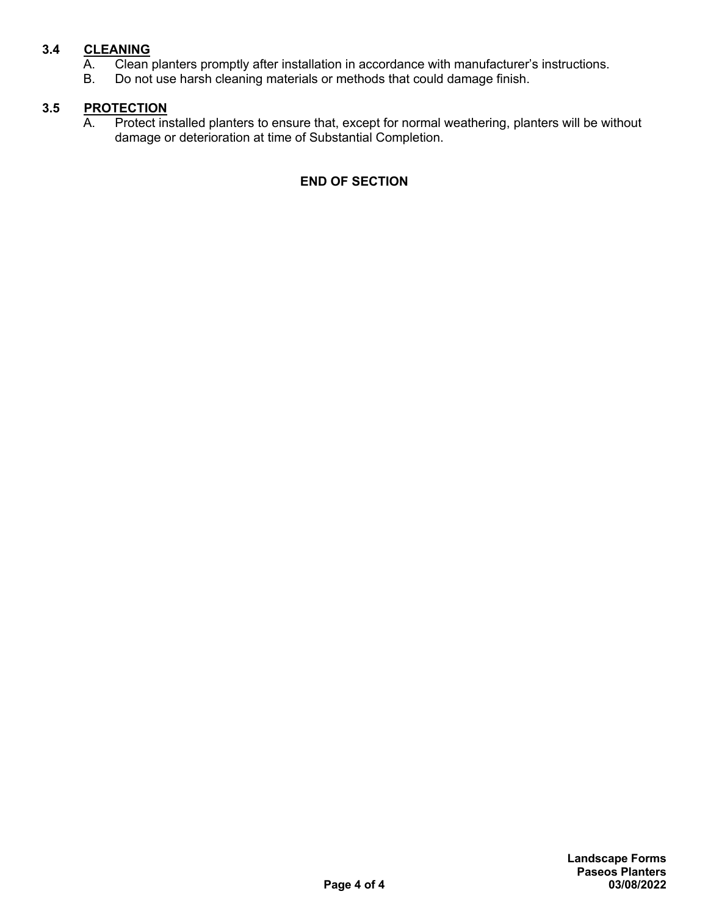### 3.4 CLEANING

A. Clean planters promptly after installation in accordance with manufacturer's instructions.

B. Do not use harsh cleaning materials or methods that could damage finish.

### 3.5 PROTECTION

A. Protect installed planters to ensure that, except for normal weathering, planters will be without damage or deterioration at time of Substantial Completion.

**END OF SECTION**